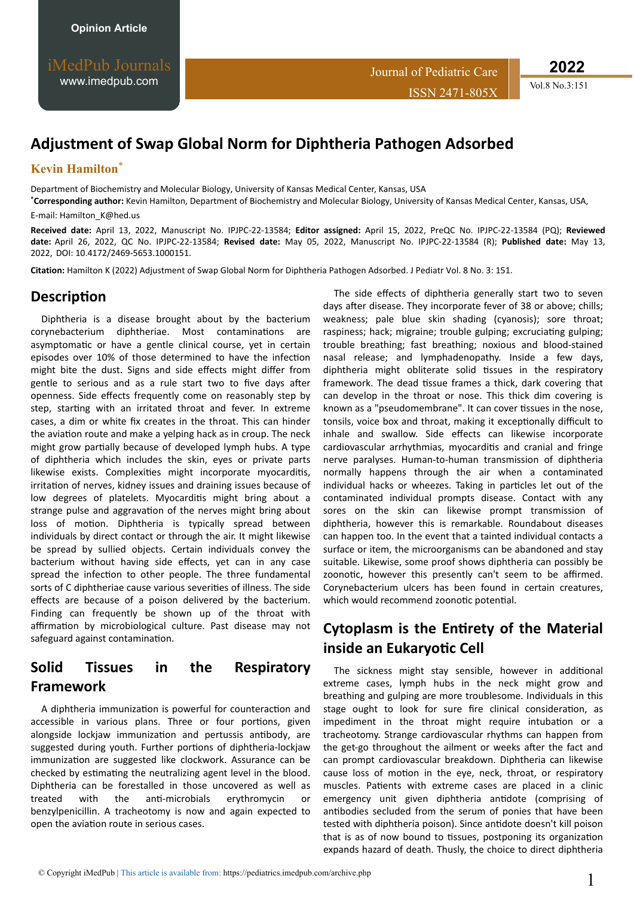Opinion Article

# Adjustment of Swap Global Norm for Diphtheria Pathogen Adsorbed

**Kevin Hamilton***

Department of Biochemistry and Molecular Biology, University of Kansas Medical Center, Kansas, USA

***Corresponding author:** Kevin Hamilton, Department of Biochemistry and Molecular Biology, University of Kansas Medical Center, Kansas, USA, E-mail: Hamilton_K@hed.us

**Received date:** April 13, 2022, Manuscript No. IPJPC-22-13584; **Editor assigned:** April 15, 2022, PreQC No. IPJPC-22-13584 (PQ); **Reviewed date:** April 26, 2022, QC No. IPJPC-22-13584; **Revised date:** May 05, 2022, Manuscript No. IPJPC-22-13584 (R); **Published date:** May 13, 2022, DOI: 10.4172/2469-5653.1000151.

**Citation:** Hamilton K (2022) Adjustment of Swap Global Norm for Diphtheria Pathogen Adsorbed. J Pediatr Vol. 8 No. 3: 151.

## Description

Diphtheria is a disease brought about by the bacterium corynebacterium diphtheriae. Most contaminations are asymptomatic or have a gentle clinical course, yet in certain episodes over 10% of those determined to have the infection might bite the dust. Signs and side effects might differ from gentle to serious and as a rule start two to five days after openness. Side effects frequently come on reasonably step by step, starting with an irritated throat and fever. In extreme cases, a dim or white fix creates in the throat. This can hinder the aviation route and make a yelping hack as in croup. The neck might grow partially because of developed lymph hubs. A type of diphtheria which includes the skin, eyes or private parts likewise exists. Complexities might incorporate myocarditis, irritation of nerves, kidney issues and draining issues because of low degrees of platelets. Myocarditis might bring about a strange pulse and aggravation of the nerves might bring about loss of motion. Diphtheria is typically spread between individuals by direct contact or through the air. It might likewise be spread by sullied objects. Certain individuals convey the bacterium without having side effects, yet can in any case spread the infection to other people. The three fundamental sorts of C diphtheriae cause various severities of illness. The side effects are because of a poison delivered by the bacterium. Finding can frequently be shown up of the throat with affirmation by microbiological culture. Past disease may not safeguard against contamination.

## Solid Tissues in the Respiratory Framework

A diphtheria immunization is powerful for counteraction and accessible in various plans. Three or four portions, given alongside lockjaw immunization and pertussis antibody, are suggested during youth. Further portions of diphtheria-lockjaw immunization are suggested like clockwork. Assurance can be checked by estimating the neutralizing agent level in the blood. Diphtheria can be forestalled in those uncovered as well as treated with the anti-microbials erythromycin or benzylpenicillin. A tracheotomy is now and again expected to open the aviation route in serious cases.

The side effects of diphtheria generally start two to seven days after disease. They incorporate fever of 38 or above; chills; weakness; pale blue skin shading (cyanosis); sore throat; raspiness; hack; migraine; trouble gulping; excruciating gulping; trouble breathing; fast breathing; noxious and blood-stained nasal release; and lymphadenopathy. Inside a few days, diphtheria might obliterate solid tissues in the respiratory framework. The dead tissue frames a thick, dark covering that can develop in the throat or nose. This thick dim covering is known as a "pseudomembrane". It can cover tissues in the nose, tonsils, voice box and throat, making it exceptionally difficult to inhale and swallow. Side effects can likewise incorporate cardiovascular arrhythmias, myocarditis and cranial and fringe nerve paralyses. Human-to-human transmission of diphtheria normally happens through the air when a contaminated individual hacks or wheezes. Taking in particles let out of the contaminated individual prompts disease. Contact with any sores on the skin can likewise prompt transmission of diphtheria, however this is remarkable. Roundabout diseases can happen too. In the event that a tainted individual contacts a surface or item, the microorganisms can be abandoned and stay suitable. Likewise, some proof shows diphtheria can possibly be zoonotic, however this presently can't seem to be affirmed. Corynebacterium ulcers has been found in certain creatures, which would recommend zoonotic potential.

## Cytoplasm is the Entirety of the Material inside an Eukaryotic Cell

The sickness might stay sensible, however in additional extreme cases, lymph hubs in the neck might grow and breathing and gulping are more troublesome. Individuals in this stage ought to look for sure fire clinical consideration, as impediment in the throat might require intubation or a tracheotomy. Strange cardiovascular rhythms can happen from the get-go throughout the ailment or weeks after the fact and can prompt cardiovascular breakdown. Diphtheria can likewise cause loss of motion in the eye, neck, throat, or respiratory muscles. Patients with extreme cases are placed in a clinic emergency unit given diphtheria antidote (comprising of antibodies secluded from the serum of ponies that have been tested with diphtheria poison). Since antidote doesn't kill poison that is as of now bound to tissues, postponing its organization expands hazard of death. Thusly, the choice to direct diphtheria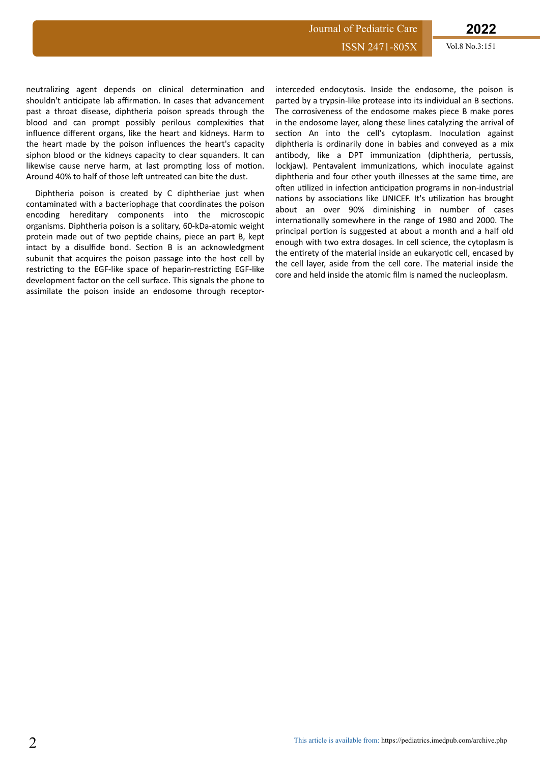neutralizing agent depends on clinical determination and shouldn't anticipate lab affirmation. In cases that advancement past a throat disease, diphtheria poison spreads through the blood and can prompt possibly perilous complexities that influence different organs, like the heart and kidneys. Harm to the heart made by the poison influences the heart's capacity siphon blood or the kidneys capacity to clear squanders. It can likewise cause nerve harm, at last prompting loss of motion. Around 40% to half of those left untreated can bite the dust.

Diphtheria poison is created by C diphtheriae just when contaminated with a bacteriophage that coordinates the poison encoding hereditary components into the microscopic organisms. Diphtheria poison is a solitary, 60-kDa-atomic weight protein made out of two peptide chains, piece an part B, kept intact by a disulfide bond. Section B is an acknowledgment subunit that acquires the poison passage into the host cell by restricting to the EGF-like space of heparin-restricting EGF-like development factor on the cell surface. This signals the phone to assimilate the poison inside an endosome through receptor-interceded endocytosis. Inside the endosome, the poison is parted by a trypsin-like protease into its individual an B sections. The corrosiveness of the endosome makes piece B make pores in the endosome layer, along these lines catalyzing the arrival of section An into the cell's cytoplasm. Inoculation against diphtheria is ordinarily done in babies and conveyed as a mix antibody, like a DPT immunization (diphtheria, pertussis, lockjaw). Pentavalent immunizations, which inoculate against diphtheria and four other youth illnesses at the same time, are often utilized in infection anticipation programs in non-industrial nations by associations like UNICEF. It's utilization has brought about an over 90% diminishing in number of cases internationally somewhere in the range of 1980 and 2000. The principal portion is suggested at about a month and a half old enough with two extra dosages. In cell science, the cytoplasm is the entirety of the material inside an eukaryotic cell, encased by the cell layer, aside from the cell core. The material inside the core and held inside the atomic film is named the nucleoplasm.